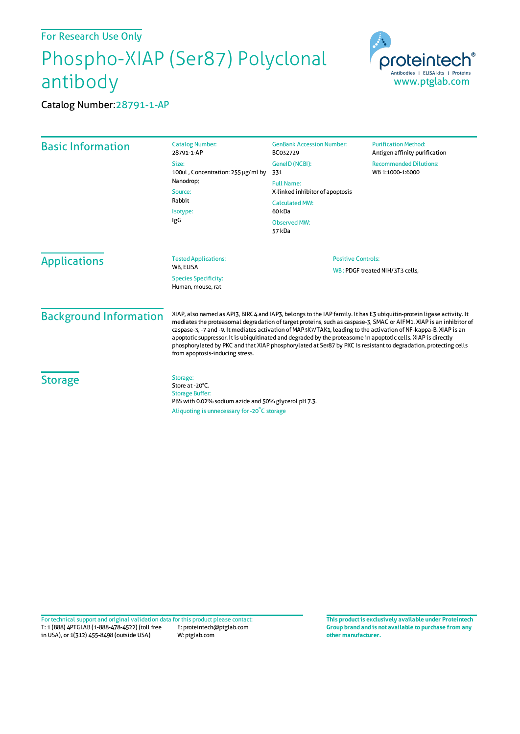For Research Use Only

# Phospho-XIAP (Ser87) Polyclonal antibody

Catalog Number:28791-1-AP

proteintech®
Antibodies | ELISA kits | Proteins
www.ptglab.com

## Basic Information

Catalog Number:
28791-1-AP

Size:
100ul , Concentration: 255 μg/ml by Nanodrop;

Source:
Rabbit

Isotype:
IgG

GenBank Accession Number:
BC032729

GeneID (NCBI):
331

Full Name:
X-linked inhibitor of apoptosis

Calculated MW:
60 kDa

Observed MW:
57 kDa

Purification Method:
Antigen affinity purification

Recommended Dilutions:
WB 1:1000-1:6000

## Applications

Tested Applications:
WB, ELISA

Species Specificity:
Human, mouse, rat

Positive Controls:

WB : PDGF treated NIH/3T3 cells,

## Background Information

XIAP, also named as API3, BIRC4 and IAP3, belongs to the IAP family. It has E3 ubiquitin-protein ligase activity. It mediates the proteasomal degradation of target proteins, such as caspase-3, SMAC or AIFM1. XIAP is an inhibitor of caspase-3, -7 and -9. It mediates activation of MAP3K7/TAK1, leading to the activation of NF-kappa-B. XIAP is an apoptotic suppressor. It is ubiquitinated and degraded by the proteasome in apoptotic cells. XIAP is directly phosphorylated by PKC and that XIAP phosphorylated at Ser87 by PKC is resistant to degradation, protecting cells from apoptosis-inducing stress.

## Storage

Storage:
Store at -20°C.

Storage Buffer:
PBS with 0.02% sodium azide and 50% glycerol pH 7.3.

Aliquoting is unnecessary for -20°C storage

For technical support and original validation data for this product please contact:
T: 1 (888) 4PTGLAB (1-888-478-4522) (toll free in USA), or 1(312) 455-8498 (outside USA)
E: proteintech@ptglab.com
W: ptglab.com

**This product is exclusively available under Proteintech Group brand and is not available to purchase from any other manufacturer.**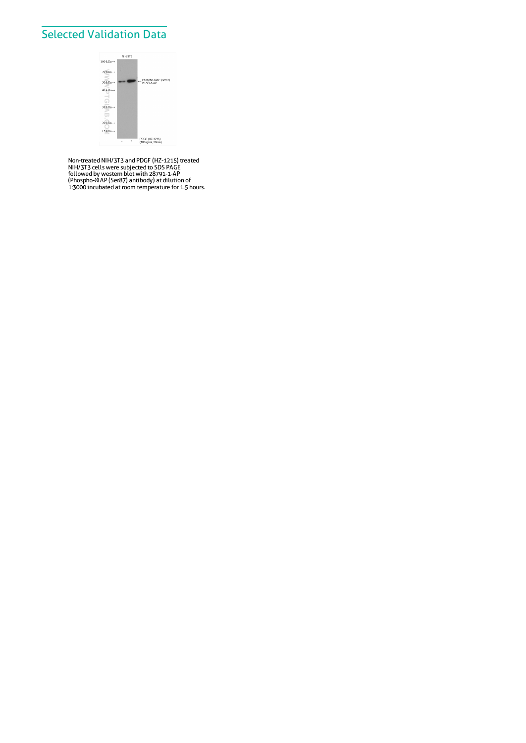## Selected Validation Data

NIH3T3

100 kDa→

70 kDa→

50 kDa→

40 kDa→

30 kDa→

20 kDa→

15 kDa→

← Phospho-XIAP (Ser87)
28791-1-AP

- +

PDGF (HZ-1215)
(100ng/ml, 30min)

Non-treated NIH/3T3 and PDGF (HZ-1215) treated NIH/3T3 cells were subjected to SDS PAGE followed by western blot with 28791-1-AP (Phospho-XIAP (Ser87) antibody) at dilution of 1:3000 incubated at room temperature for 1.5 hours.